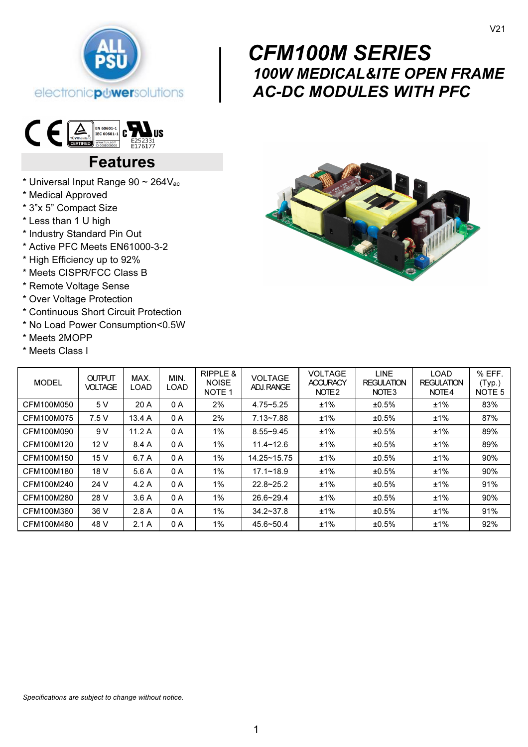V21

# CFM100M SERIES

## 100W MEDICAL&ITE OPEN FRAME AC-DC MODULES WITH PFC

EN 60601-1
IEC 60601-1

E252331
E176177

## Features

* Universal Input Range 90 ~ 264$V_{ac}$
* Medical Approved
* 3"x 5" Compact Size
* Less than 1 U high
* Industry Standard Pin Out
* Active PFC Meets EN61000-3-2
* High Efficiency up to 92%
* Meets CISPR/FCC Class B
* Remote Voltage Sense
* Over Voltage Protection
* Continuous Short Circuit Protection
* No Load Power Consumption<0.5W
* Meets 2MOPP
* Meets Class I

| MODEL | OUTPUT VOLTAGE | MAX. LOAD | MIN. LOAD | RIPPLE & NOISE NOTE 1 | VOLTAGE ADJ. RANGE | VOLTAGE ACCURACY NOTE 2 | LINE REGULATION NOTE 3 | LOAD REGULATION NOTE 4 | % EFF. (Typ.) NOTE 5 |
|---|---|---|---|---|---|---|---|---|---|
| CFM100M050 | 5 V | 20 A | 0 A | 2% | 4.75~5.25 | ±1% | ±0.5% | ±1% | 83% |
| CFM100M075 | 7.5 V | 13.4 A | 0 A | 2% | 7.13~7.88 | ±1% | ±0.5% | ±1% | 87% |
| CFM100M090 | 9 V | 11.2 A | 0 A | 1% | 8.55~9.45 | ±1% | ±0.5% | ±1% | 89% |
| CFM100M120 | 12 V | 8.4 A | 0 A | 1% | 11.4~12.6 | ±1% | ±0.5% | ±1% | 89% |
| CFM100M150 | 15 V | 6.7 A | 0 A | 1% | 14.25~15.75 | ±1% | ±0.5% | ±1% | 90% |
| CFM100M180 | 18 V | 5.6 A | 0 A | 1% | 17.1~18.9 | ±1% | ±0.5% | ±1% | 90% |
| CFM100M240 | 24 V | 4.2 A | 0 A | 1% | 22.8~25.2 | ±1% | ±0.5% | ±1% | 91% |
| CFM100M280 | 28 V | 3.6 A | 0 A | 1% | 26.6~29.4 | ±1% | ±0.5% | ±1% | 90% |
| CFM100M360 | 36 V | 2.8 A | 0 A | 1% | 34.2~37.8 | ±1% | ±0.5% | ±1% | 91% |
| CFM100M480 | 48 V | 2.1 A | 0 A | 1% | 45.6~50.4 | ±1% | ±0.5% | ±1% | 92% |

*Specifications are subject to change without notice.*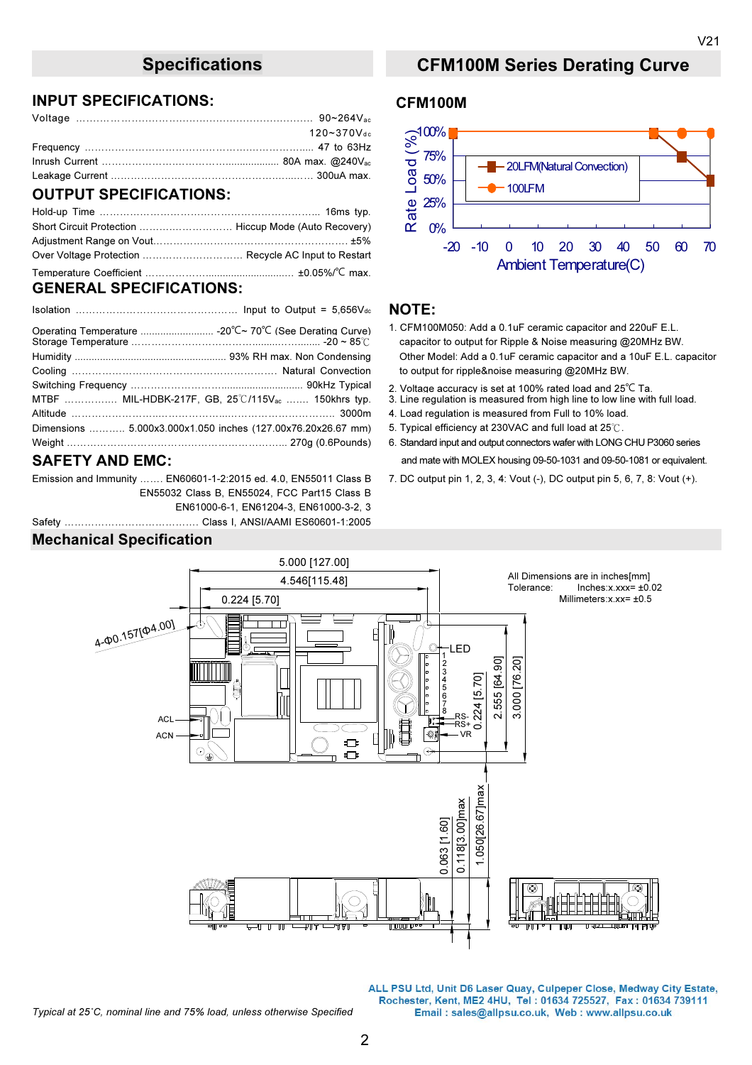## Specifications

### INPUT SPECIFICATIONS:

Voltage ........................................................................ 90~264Vac
120~370Vdc
Frequency ........................................................................ 47 to 63Hz
Inrush Current ........................................................ 80A max. @240Vac
Leakage Current ........................................................................ 300uA max.

### OUTPUT SPECIFICATIONS:

Hold-up Time ........................................................................ 16ms typ.
Short Circuit Protection ............................ Hiccup Mode (Auto Recovery)
Adjustment Range on Vout........................................................ ±5%
Over Voltage Protection ............................ Recycle AC Input to Restart
Temperature Coefficient ................................................ ±0.05%/℃ max.

### GENERAL SPECIFICATIONS:

Isolation ................................................ Input to Output = 5,656Vdc
Operating Temperature ......................... -20℃~ 70℃ (See Derating Curve)
Storage Temperature ........................................................ -20 ~ 85℃
Humidity ................................................ 93% RH max. Non Condensing
Cooling ........................................................................ Natural Convection
Switching Frequency ........................................................ 90kHz Typical
MTBF ............... MIL-HDBK-217F, GB, 25℃/115Vac ....... 150khrs typ.
Altitude ........................................................................ 3000m
Dimensions .......... 5.000x3.000x1.050 inches (127.00x76.20x26.67 mm)
Weight ........................................................................ 270g (0.6Pounds)

### SAFETY AND EMC:

Emission and Immunity ....... EN60601-1-2:2015 ed. 4.0, EN55011 Class B
EN55032 Class B, EN55024, FCC Part15 Class B
EN61000-6-1, EN61204-3, EN61000-3-2, 3
Safety ........................................ Class I, ANSI/AAMI ES60601-1:2005

## CFM100M Series Derating Curve

CFM100M

Rate Load (%)
100%
75%
50%
25%
0%
-20 -10 0 10 20 30 40 50 60 70
Ambient Temperature(C)
20LFM(Natural Convection)
100LFM

## NOTE:

1. CFM100M050: Add a 0.1uF ceramic capacitor and 220uF E.L. capacitor to output for Ripple & Noise measuring @20MHz BW.
   Other Model: Add a 0.1uF ceramic capacitor and a 10uF E.L. capacitor to output for ripple&noise measuring @20MHz BW.
2. Voltage accuracy is set at 100% rated load and 25℃ Ta.
3. Line regulation is measured from high line to low line with full load.
4. Load regulation is measured from Full to 10% load.
5. Typical efficiency at 230VAC and full load at 25℃.
6. Standard input and output connectors wafer with LONG CHU P3060 series and mate with MOLEX housing 09-50-1031 and 09-50-1081 or equivalent.
7. DC output pin 1, 2, 3, 4: Vout (-), DC output pin 5, 6, 7, 8: Vout (+).

## Mechanical Specification

All Dimensions are in inches[mm]
Tolerance: Inches:x.xxx= ±0.02
Millimeters:x.xx= ±0.5

5.000 [127.00]
4.546[115.48]
0.224 [5.70]
4-Φ0.157[Φ4.00]
LED
1 2 3 4 5 6 7 8
RS-
RS+
VR
ACL
ACN
0.224 [5.70]
2.555 [64.90]
3.000 [76.20]
0.063 [1.60]
0.118[3.00]max
1.050[26.67]max

*Typical at 25°C, nominal line and 75% load, unless otherwise Specified*

**ALL PSU Ltd, Unit D6 Laser Quay, Culpeper Close, Medway City Estate, Rochester, Kent, ME2 4HU, Tel : 01634 725527, Fax : 01634 739111 Email : sales@allpsu.co.uk, Web : www.allpsu.co.uk**